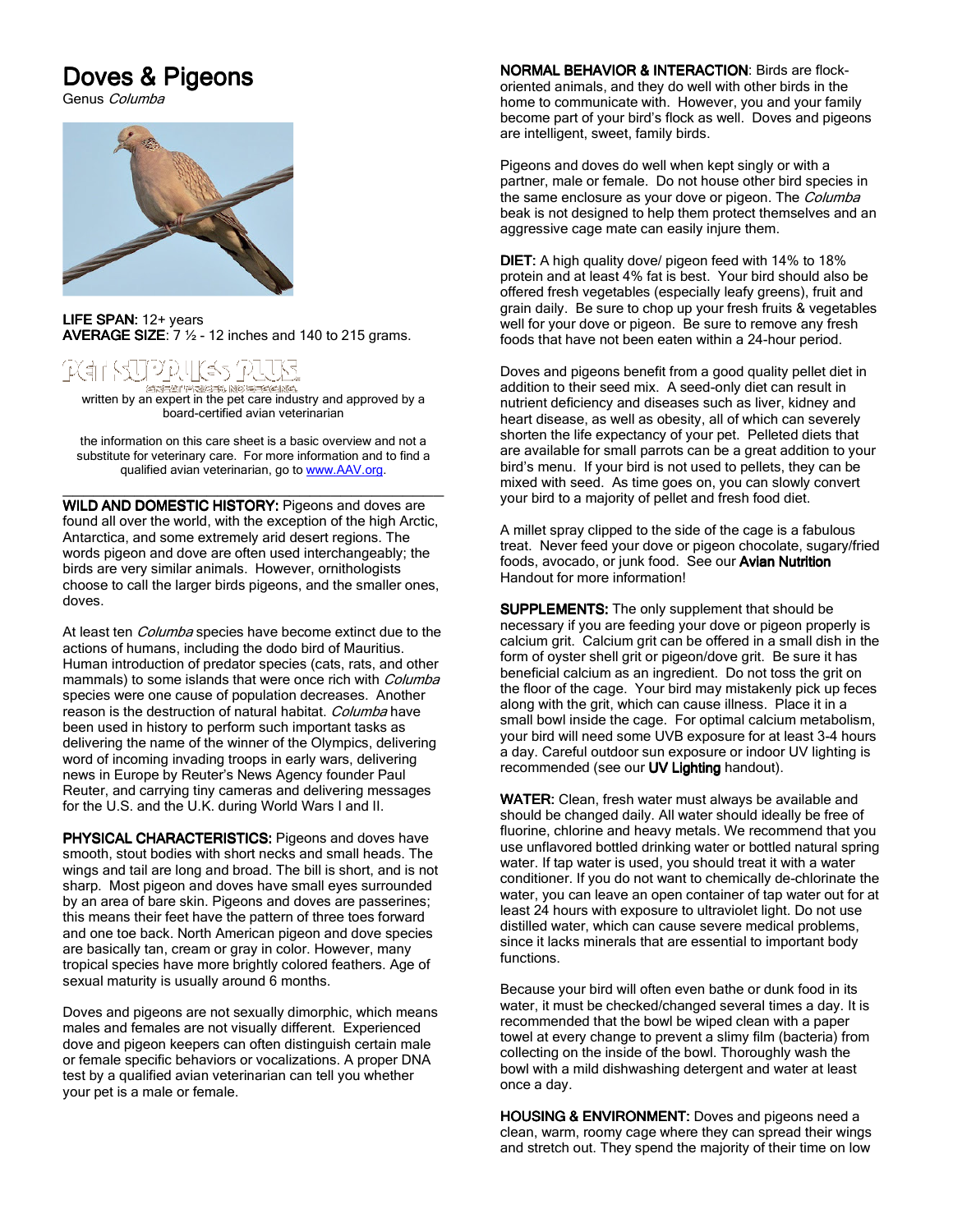# Doves & Pigeons

Genus *Columba*

**LIFE SPAN:** 12+ years
**AVERAGE SIZE**: 7 ½ - 12 inches and 140 to 215 grams.

written by an expert in the pet care industry and approved by a board-certified avian veterinarian

the information on this care sheet is a basic overview and not a substitute for veterinary care. For more information and to find a qualified avian veterinarian, go to www.AAV.org.

---

**WILD AND DOMESTIC HISTORY:** Pigeons and doves are found all over the world, with the exception of the high Arctic, Antarctica, and some extremely arid desert regions. The words pigeon and dove are often used interchangeably; the birds are very similar animals. However, ornithologists choose to call the larger birds pigeons, and the smaller ones, doves.

At least ten *Columba* species have become extinct due to the actions of humans, including the dodo bird of Mauritius. Human introduction of predator species (cats, rats, and other mammals) to some islands that were once rich with *Columba* species were one cause of population decreases. Another reason is the destruction of natural habitat. *Columba* have been used in history to perform such important tasks as delivering the name of the winner of the Olympics, delivering word of incoming invading troops in early wars, delivering news in Europe by Reuter's News Agency founder Paul Reuter, and carrying tiny cameras and delivering messages for the U.S. and the U.K. during World Wars I and II.

**PHYSICAL CHARACTERISTICS:** Pigeons and doves have smooth, stout bodies with short necks and small heads. The wings and tail are long and broad. The bill is short, and is not sharp. Most pigeon and doves have small eyes surrounded by an area of bare skin. Pigeons and doves are passerines; this means their feet have the pattern of three toes forward and one toe back. North American pigeon and dove species are basically tan, cream or gray in color. However, many tropical species have more brightly colored feathers. Age of sexual maturity is usually around 6 months.

Doves and pigeons are not sexually dimorphic, which means males and females are not visually different. Experienced dove and pigeon keepers can often distinguish certain male or female specific behaviors or vocalizations. A proper DNA test by a qualified avian veterinarian can tell you whether your pet is a male or female.

**NORMAL BEHAVIOR & INTERACTION**: Birds are flock-oriented animals, and they do well with other birds in the home to communicate with. However, you and your family become part of your bird's flock as well. Doves and pigeons are intelligent, sweet, family birds.

Pigeons and doves do well when kept singly or with a partner, male or female. Do not house other bird species in the same enclosure as your dove or pigeon. The *Columba* beak is not designed to help them protect themselves and an aggressive cage mate can easily injure them.

**DIET:** A high quality dove/ pigeon feed with 14% to 18% protein and at least 4% fat is best. Your bird should also be offered fresh vegetables (especially leafy greens), fruit and grain daily. Be sure to chop up your fresh fruits & vegetables well for your dove or pigeon. Be sure to remove any fresh foods that have not been eaten within a 24-hour period.

Doves and pigeons benefit from a good quality pellet diet in addition to their seed mix. A seed-only diet can result in nutrient deficiency and diseases such as liver, kidney and heart disease, as well as obesity, all of which can severely shorten the life expectancy of your pet. Pelleted diets that are available for small parrots can be a great addition to your bird's menu. If your bird is not used to pellets, they can be mixed with seed. As time goes on, you can slowly convert your bird to a majority of pellet and fresh food diet.

A millet spray clipped to the side of the cage is a fabulous treat. Never feed your dove or pigeon chocolate, sugary/fried foods, avocado, or junk food. See our **Avian Nutrition** Handout for more information!

**SUPPLEMENTS:** The only supplement that should be necessary if you are feeding your dove or pigeon properly is calcium grit. Calcium grit can be offered in a small dish in the form of oyster shell grit or pigeon/dove grit. Be sure it has beneficial calcium as an ingredient. Do not toss the grit on the floor of the cage. Your bird may mistakenly pick up feces along with the grit, which can cause illness. Place it in a small bowl inside the cage. For optimal calcium metabolism, your bird will need some UVB exposure for at least 3-4 hours a day. Careful outdoor sun exposure or indoor UV lighting is recommended (see our **UV Lighting** handout).

**WATER:** Clean, fresh water must always be available and should be changed daily. All water should ideally be free of fluorine, chlorine and heavy metals. We recommend that you use unflavored bottled drinking water or bottled natural spring water. If tap water is used, you should treat it with a water conditioner. If you do not want to chemically de-chlorinate the water, you can leave an open container of tap water out for at least 24 hours with exposure to ultraviolet light. Do not use distilled water, which can cause severe medical problems, since it lacks minerals that are essential to important body functions.

Because your bird will often even bathe or dunk food in its water, it must be checked/changed several times a day. It is recommended that the bowl be wiped clean with a paper towel at every change to prevent a slimy film (bacteria) from collecting on the inside of the bowl. Thoroughly wash the bowl with a mild dishwashing detergent and water at least once a day.

**HOUSING & ENVIRONMENT:** Doves and pigeons need a clean, warm, roomy cage where they can spread their wings and stretch out. They spend the majority of their time on low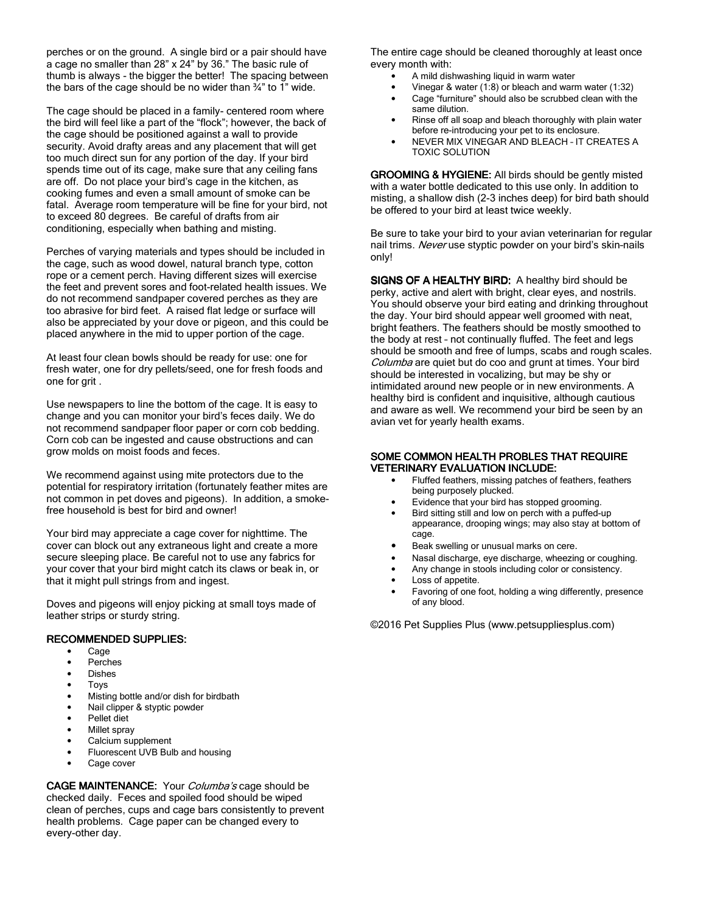perches or on the ground. A single bird or a pair should have a cage no smaller than 28" x 24" by 36." The basic rule of thumb is always - the bigger the better! The spacing between the bars of the cage should be no wider than ¾" to 1" wide.

The cage should be placed in a family- centered room where the bird will feel like a part of the "flock"; however, the back of the cage should be positioned against a wall to provide security. Avoid drafty areas and any placement that will get too much direct sun for any portion of the day. If your bird spends time out of its cage, make sure that any ceiling fans are off. Do not place your bird's cage in the kitchen, as cooking fumes and even a small amount of smoke can be fatal. Average room temperature will be fine for your bird, not to exceed 80 degrees. Be careful of drafts from air conditioning, especially when bathing and misting.

Perches of varying materials and types should be included in the cage, such as wood dowel, natural branch type, cotton rope or a cement perch. Having different sizes will exercise the feet and prevent sores and foot-related health issues. We do not recommend sandpaper covered perches as they are too abrasive for bird feet. A raised flat ledge or surface will also be appreciated by your dove or pigeon, and this could be placed anywhere in the mid to upper portion of the cage.

At least four clean bowls should be ready for use: one for fresh water, one for dry pellets/seed, one for fresh foods and one for grit .

Use newspapers to line the bottom of the cage. It is easy to change and you can monitor your bird's feces daily. We do not recommend sandpaper floor paper or corn cob bedding. Corn cob can be ingested and cause obstructions and can grow molds on moist foods and feces.

We recommend against using mite protectors due to the potential for respiratory irritation (fortunately feather mites are not common in pet doves and pigeons). In addition, a smoke-free household is best for bird and owner!

Your bird may appreciate a cage cover for nighttime. The cover can block out any extraneous light and create a more secure sleeping place. Be careful not to use any fabrics for your cover that your bird might catch its claws or beak in, or that it might pull strings from and ingest.

Doves and pigeons will enjoy picking at small toys made of leather strips or sturdy string.

**RECOMMENDED SUPPLIES:**

- Cage
- Perches
- Dishes
- Toys
- Misting bottle and/or dish for birdbath
- Nail clipper & styptic powder
- Pellet diet
- Millet spray
- Calcium supplement
- Fluorescent UVB Bulb and housing
- Cage cover

**CAGE MAINTENANCE:** Your *Columba's* cage should be checked daily. Feces and spoiled food should be wiped clean of perches, cups and cage bars consistently to prevent health problems. Cage paper can be changed every to every-other day.

The entire cage should be cleaned thoroughly at least once every month with:

- A mild dishwashing liquid in warm water
- Vinegar & water (1:8) or bleach and warm water (1:32)
- Cage "furniture" should also be scrubbed clean with the same dilution.
- Rinse off all soap and bleach thoroughly with plain water before re-introducing your pet to its enclosure.
- NEVER MIX VINEGAR AND BLEACH – IT CREATES A TOXIC SOLUTION

**GROOMING & HYGIENE:** All birds should be gently misted with a water bottle dedicated to this use only. In addition to misting, a shallow dish (2-3 inches deep) for bird bath should be offered to your bird at least twice weekly.

Be sure to take your bird to your avian veterinarian for regular nail trims. *Never* use styptic powder on your bird's skin–nails only!

**SIGNS OF A HEALTHY BIRD:** A healthy bird should be perky, active and alert with bright, clear eyes, and nostrils. You should observe your bird eating and drinking throughout the day. Your bird should appear well groomed with neat, bright feathers. The feathers should be mostly smoothed to the body at rest – not continually fluffed. The feet and legs should be smooth and free of lumps, scabs and rough scales. *Columba* are quiet but do coo and grunt at times. Your bird should be interested in vocalizing, but may be shy or intimidated around new people or in new environments. A healthy bird is confident and inquisitive, although cautious and aware as well. We recommend your bird be seen by an avian vet for yearly health exams.

**SOME COMMON HEALTH PROBLES THAT REQUIRE VETERINARY EVALUATION INCLUDE:**

- Fluffed feathers, missing patches of feathers, feathers being purposely plucked.
- Evidence that your bird has stopped grooming.
- Bird sitting still and low on perch with a puffed-up appearance, drooping wings; may also stay at bottom of cage.
- Beak swelling or unusual marks on cere.
- Nasal discharge, eye discharge, wheezing or coughing.
- Any change in stools including color or consistency.
- Loss of appetite.
- Favoring of one foot, holding a wing differently, presence of any blood.

©2016 Pet Supplies Plus (www.petsuppliesplus.com)